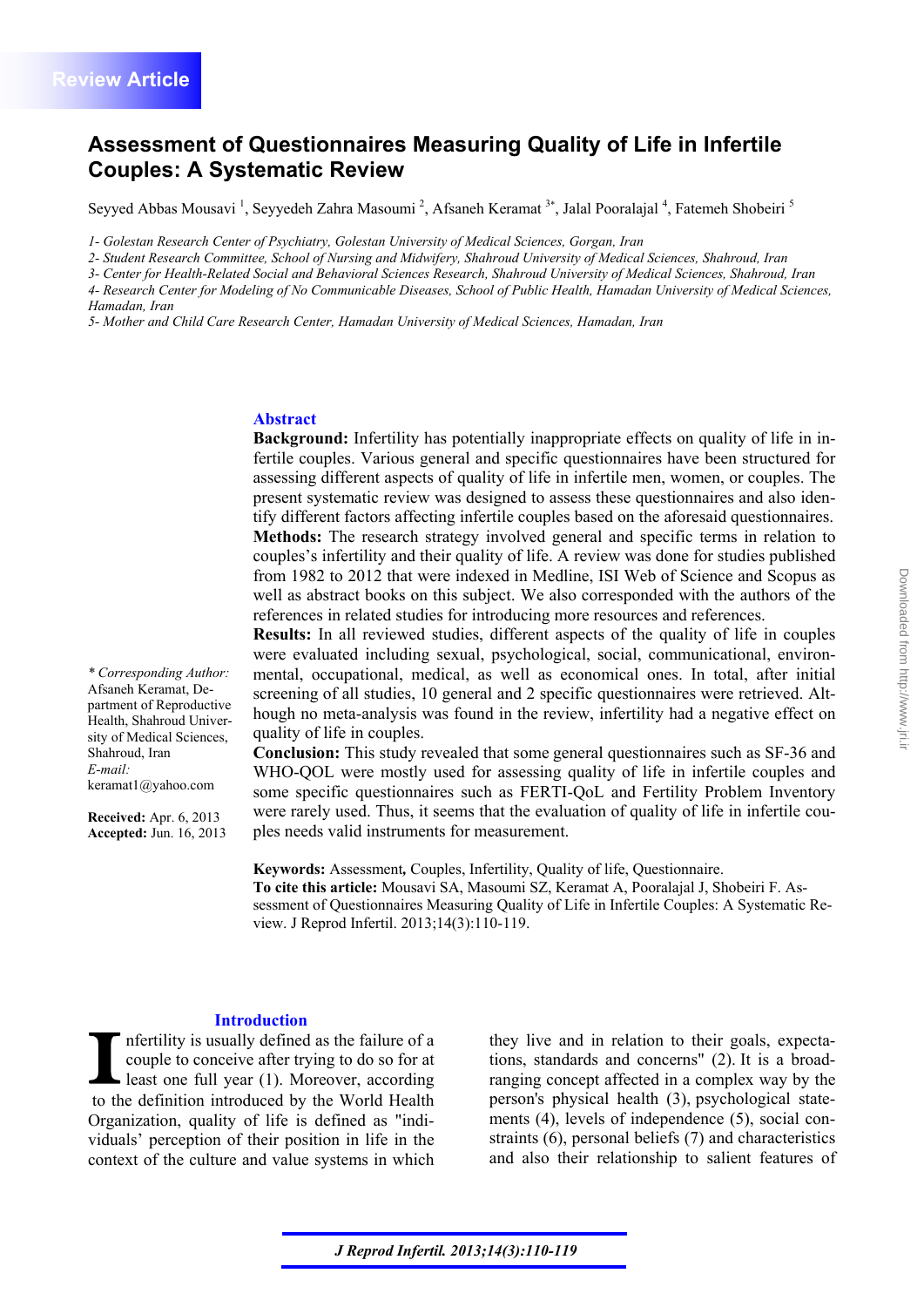Review Article

# Assessment of Questionnaires Measuring Quality of Life in Infertile Couples: A Systematic Review

Seyyed Abbas Mousavi [1], Seyyedeh Zahra Masoumi [2], Afsaneh Keramat [3*], Jalal Pooralajal [4], Fatemeh Shobeiri [5]

*1- Golestan Research Center of Psychiatry, Golestan University of Medical Sciences, Gorgan, Iran*
*2- Student Research Committee, School of Nursing and Midwifery, Shahroud University of Medical Sciences, Shahroud, Iran*
*3- Center for Health-Related Social and Behavioral Sciences Research, Shahroud University of Medical Sciences, Shahroud, Iran*
*4- Research Center for Modeling of No Communicable Diseases, School of Public Health, Hamadan University of Medical Sciences, Hamadan, Iran*
*5- Mother and Child Care Research Center, Hamadan University of Medical Sciences, Hamadan, Iran*

## Abstract

**Background:** Infertility has potentially inappropriate effects on quality of life in infertile couples. Various general and specific questionnaires have been structured for assessing different aspects of quality of life in infertile men, women, or couples. The present systematic review was designed to assess these questionnaires and also identify different factors affecting infertile couples based on the aforesaid questionnaires.

**Methods:** The research strategy involved general and specific terms in relation to couples's infertility and their quality of life. A review was done for studies published from 1982 to 2012 that were indexed in Medline, ISI Web of Science and Scopus as well as abstract books on this subject. We also corresponded with the authors of the references in related studies for introducing more resources and references.

**Results:** In all reviewed studies, different aspects of the quality of life in couples were evaluated including sexual, psychological, social, communicational, environmental, occupational, medical, as well as economical ones. In total, after initial screening of all studies, 10 general and 2 specific questionnaires were retrieved. Although no meta-analysis was found in the review, infertility had a negative effect on quality of life in couples.

**Conclusion:** This study revealed that some general questionnaires such as SF-36 and WHO-QOL were mostly used for assessing quality of life in infertile couples and some specific questionnaires such as FERTI-QoL and Fertility Problem Inventory were rarely used. Thus, it seems that the evaluation of quality of life in infertile couples needs valid instruments for measurement.

**Keywords:** Assessment**,** Couples, Infertility, Quality of life, Questionnaire.

**To cite this article:** Mousavi SA, Masoumi SZ, Keramat A, Pooralajal J, Shobeiri F. Assessment of Questionnaires Measuring Quality of Life in Infertile Couples: A Systematic Review. J Reprod Infertil. 2013;14(3):110-119.

*\* Corresponding Author:* Afsaneh Keramat, Department of Reproductive Health, Shahroud University of Medical Sciences, Shahroud, Iran
*E-mail:* keramat1@yahoo.com

**Received:** Apr. 6, 2013
**Accepted:** Jun. 16, 2013

## Introduction

Infertility is usually defined as the failure of a couple to conceive after trying to do so for at least one full year (1). Moreover, according to the definition introduced by the World Health Organization, quality of life is defined as "individuals' perception of their position in life in the context of the culture and value systems in which they live and in relation to their goals, expectations, standards and concerns" (2). It is a broad-ranging concept affected in a complex way by the person's physical health (3), psychological statements (4), levels of independence (5), social constraints (6), personal beliefs (7) and characteristics and also their relationship to salient features of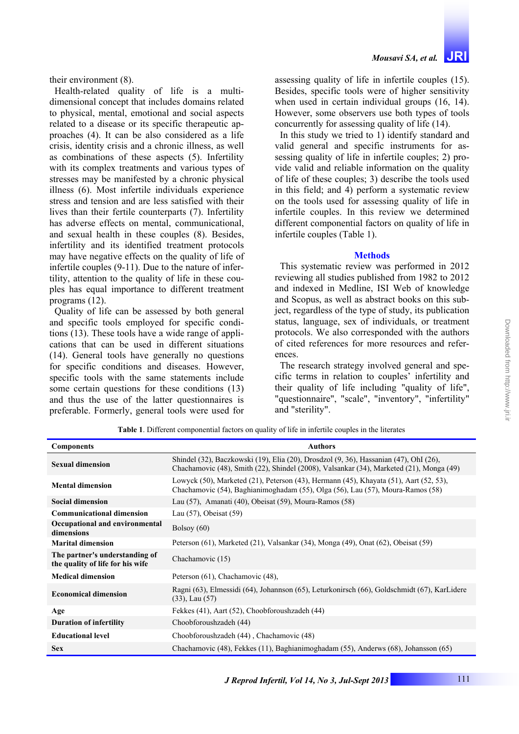their environment (8).

Health-related quality of life is a multi-dimensional concept that includes domains related to physical, mental, emotional and social aspects related to a disease or its specific therapeutic approaches (4). It can be also considered as a life crisis, identity crisis and a chronic illness, as well as combinations of these aspects (5). Infertility with its complex treatments and various types of stresses may be manifested by a chronic physical illness (6). Most infertile individuals experience stress and tension and are less satisfied with their lives than their fertile counterparts (7). Infertility has adverse effects on mental, communicational, and sexual health in these couples (8). Besides, infertility and its identified treatment protocols may have negative effects on the quality of life of infertile couples (9-11). Due to the nature of infertility, attention to the quality of life in these couples has equal importance to different treatment programs (12).

Quality of life can be assessed by both general and specific tools employed for specific conditions (13). These tools have a wide range of applications that can be used in different situations (14). General tools have generally no questions for specific conditions and diseases. However, specific tools with the same statements include some certain questions for these conditions (13) and thus the use of the latter questionnaires is preferable. Formerly, general tools were used for assessing quality of life in infertile couples (15). Besides, specific tools were of higher sensitivity when used in certain individual groups (16, 14). However, some observers use both types of tools concurrently for assessing quality of life (14).

In this study we tried to 1) identify standard and valid general and specific instruments for assessing quality of life in infertile couples; 2) provide valid and reliable information on the quality of life of these couples; 3) describe the tools used in this field; and 4) perform a systematic review on the tools used for assessing quality of life in infertile couples. In this review we determined different componential factors on quality of life in infertile couples (Table 1).

## Methods

This systematic review was performed in 2012 reviewing all studies published from 1982 to 2012 and indexed in Medline, ISI Web of knowledge and Scopus, as well as abstract books on this subject, regardless of the type of study, its publication status, language, sex of individuals, or treatment protocols. We also corresponded with the authors of cited references for more resources and references.

The research strategy involved general and specific terms in relation to couples' infertility and their quality of life including "quality of life", "questionnaire", "scale", "inventory", "infertility" and "sterility".

**Table 1**. Different componential factors on quality of life in infertile couples in the literates

| Components | Authors |
|---|---|
| **Sexual dimension** | Shindel (32), Baczkowski (19), Elia (20), Drosdzol (9, 36), Hassanian (47), Ohl (26), Chachamovic (48), Smith (22), Shindel (2008), Valsankar (34), Marketed (21), Monga (49) |
| **Mental dimension** | Lowyck (50), Marketed (21), Peterson (43), Hermann (45), Khayata (51), Aart (52, 53), Chachamovic (54), Baghianimoghadam (55), Olga (56), Lau (57), Moura-Ramos (58) |
| **Social dimension** | Lau (57), Amanati (40), Obeisat (59), Moura-Ramos (58) |
| **Communicational dimension** | Lau (57), Obeisat (59) |
| **Occupational and environmental dimensions** | Bolsoy (60) |
| **Marital dimension** | Peterson (61), Marketed (21), Valsankar (34), Monga (49), Onat (62), Obeisat (59) |
| **The partner's understanding of the quality of life for his wife** | Chachamovic (15) |
| **Medical dimension** | Peterson (61), Chachamovic (48), |
| **Economical dimension** | Ragni (63), Elmessidi (64), Johannson (65), Leturkonirsch (66), Goldschmidt (67), KarLidere (33), Lau (57) |
| **Age** | Fekkes (41), Aart (52), Choobforoushzadeh (44) |
| **Duration of infertility** | Choobforoushzadeh (44) |
| **Educational level** | Choobforoushzadeh (44) , Chachamovic (48) |
| **Sex** | Chachamovic (48), Fekkes (11), Baghianimoghadam (55), Anderws (68), Johansson (65) |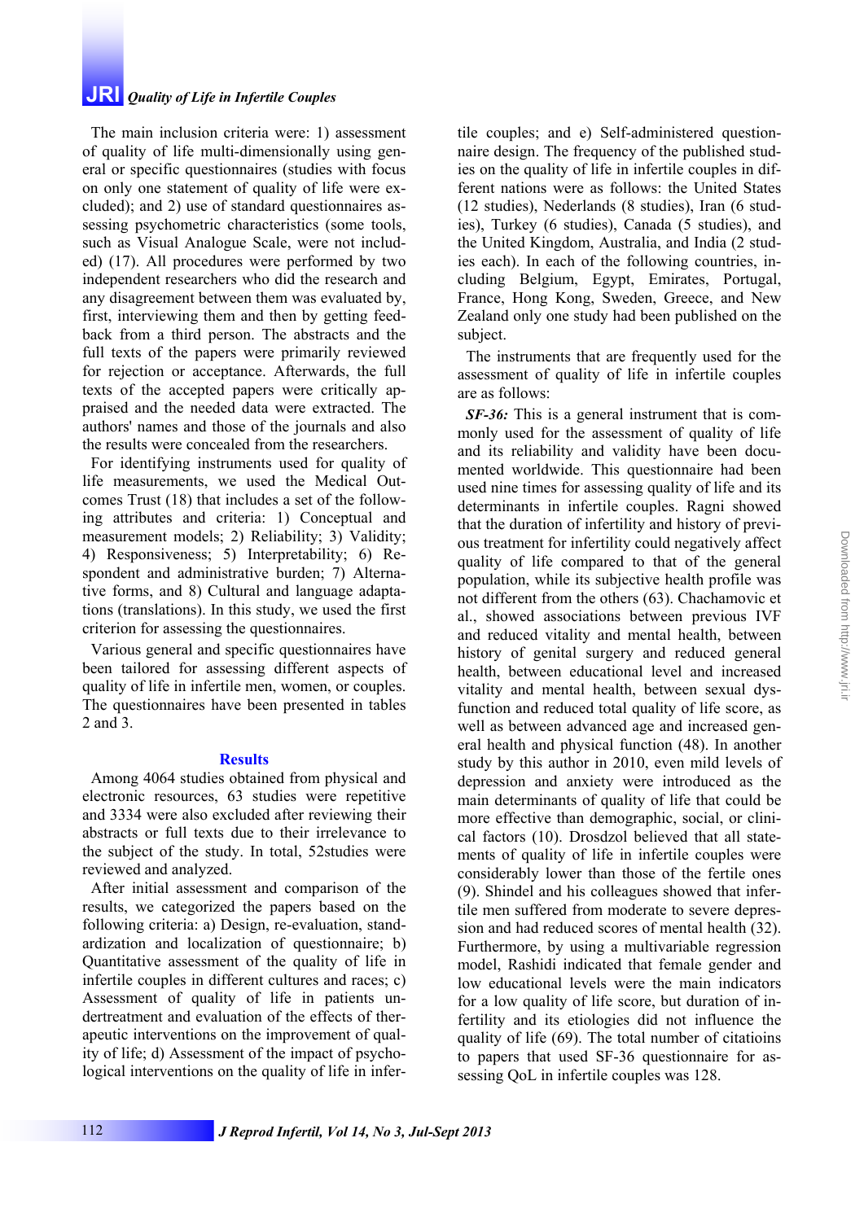The main inclusion criteria were: 1) assessment of quality of life multi-dimensionally using general or specific questionnaires (studies with focus on only one statement of quality of life were excluded); and 2) use of standard questionnaires assessing psychometric characteristics (some tools, such as Visual Analogue Scale, were not included) (17). All procedures were performed by two independent researchers who did the research and any disagreement between them was evaluated by, first, interviewing them and then by getting feedback from a third person. The abstracts and the full texts of the papers were primarily reviewed for rejection or acceptance. Afterwards, the full texts of the accepted papers were critically appraised and the needed data were extracted. The authors' names and those of the journals and also the results were concealed from the researchers.

For identifying instruments used for quality of life measurements, we used the Medical Outcomes Trust (18) that includes a set of the following attributes and criteria: 1) Conceptual and measurement models; 2) Reliability; 3) Validity; 4) Responsiveness; 5) Interpretability; 6) Respondent and administrative burden; 7) Alternative forms, and 8) Cultural and language adaptations (translations). In this study, we used the first criterion for assessing the questionnaires.

Various general and specific questionnaires have been tailored for assessing different aspects of quality of life in infertile men, women, or couples. The questionnaires have been presented in tables 2 and 3.

## Results

Among 4064 studies obtained from physical and electronic resources, 63 studies were repetitive and 3334 were also excluded after reviewing their abstracts or full texts due to their irrelevance to the subject of the study. In total, 52studies were reviewed and analyzed.

After initial assessment and comparison of the results, we categorized the papers based on the following criteria: a) Design, re-evaluation, standardization and localization of questionnaire; b) Quantitative assessment of the quality of life in infertile couples in different cultures and races; c) Assessment of quality of life in patients undertreatment and evaluation of the effects of therapeutic interventions on the improvement of quality of life; d) Assessment of the impact of psychological interventions on the quality of life in infertile couples; and e) Self-administered questionnaire design. The frequency of the published studies on the quality of life in infertile couples in different nations were as follows: the United States (12 studies), Nederlands (8 studies), Iran (6 studies), Turkey (6 studies), Canada (5 studies), and the United Kingdom, Australia, and India (2 studies each). In each of the following countries, including Belgium, Egypt, Emirates, Portugal, France, Hong Kong, Sweden, Greece, and New Zealand only one study had been published on the subject.

The instruments that are frequently used for the assessment of quality of life in infertile couples are as follows:

***SF-36:*** This is a general instrument that is commonly used for the assessment of quality of life and its reliability and validity have been documented worldwide. This questionnaire had been used nine times for assessing quality of life and its determinants in infertile couples. Ragni showed that the duration of infertility and history of previous treatment for infertility could negatively affect quality of life compared to that of the general population, while its subjective health profile was not different from the others (63). Chachamovic et al., showed associations between previous IVF and reduced vitality and mental health, between history of genital surgery and reduced general health, between educational level and increased vitality and mental health, between sexual dysfunction and reduced total quality of life score, as well as between advanced age and increased general health and physical function (48). In another study by this author in 2010, even mild levels of depression and anxiety were introduced as the main determinants of quality of life that could be more effective than demographic, social, or clinical factors (10). Drosdzol believed that all statements of quality of life in infertile couples were considerably lower than those of the fertile ones (9). Shindel and his colleagues showed that infertile men suffered from moderate to severe depression and had reduced scores of mental health (32). Furthermore, by using a multivariable regression model, Rashidi indicated that female gender and low educational levels were the main indicators for a low quality of life score, but duration of infertility and its etiologies did not influence the quality of life (69). The total number of citatioins to papers that used SF-36 questionnaire for assessing QoL in infertile couples was 128.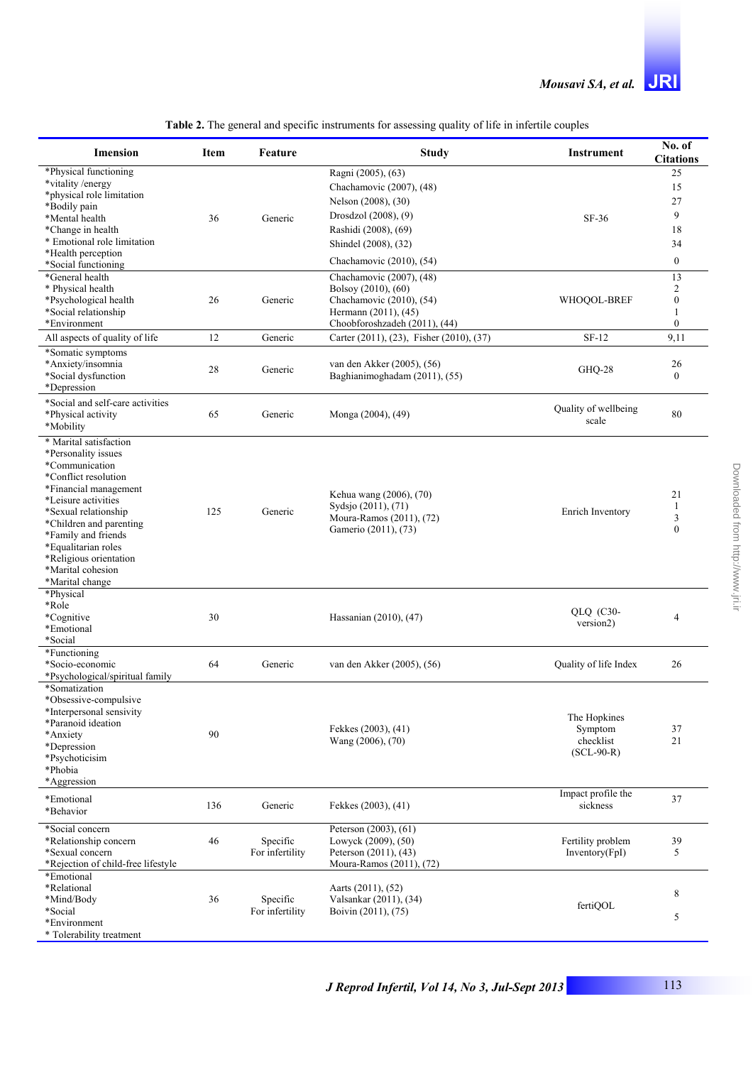**Table 2.** The general and specific instruments for assessing quality of life in infertile couples

| Imension | Item | Feature | Study | Instrument | No. of Citations |
|---|---|---|---|---|---|
| *Physical functioning<br>*vitality /energy<br>*physical role limitation<br>*Bodily pain<br>*Mental health<br>*Change in health<br>* Emotional role limitation<br>*Health perception<br>*Social functioning | 36 | Generic | Ragni (2005), (63)<br>Chachamovic (2007), (48)<br>Nelson (2008), (30)<br>Drosdzol (2008), (9)<br>Rashidi (2008), (69)<br>Shindel (2008), (32)<br>Chachamovic (2010), (54) | SF-36 | 25<br>15<br>27<br>9<br>18<br>34<br>0 |
| *General health<br>* Physical health<br>*Psychological health<br>*Social relationship<br>*Environment | 26 | Generic | Chachamovic (2007), (48)<br>Bolsoy (2010), (60)<br>Chachamovic (2010), (54)<br>Hermann (2011), (45)<br>Choobforoshzadeh (2011), (44) | WHOQOL-BREF | 13<br>2<br>0<br>1<br>0 |
| All aspects of quality of life | 12 | Generic | Carter (2011), (23), Fisher (2010), (37) | SF-12 | 9,11 |
| *Somatic symptoms<br>*Anxiety/insomnia<br>*Social dysfunction<br>*Depression | 28 | Generic | van den Akker (2005), (56)<br>Baghianimoghadam (2011), (55) | GHQ-28 | 26<br>0 |
| *Social and self-care activities<br>*Physical activity<br>*Mobility | 65 | Generic | Monga (2004), (49) | Quality of wellbeing scale | 80 |
| * Marital satisfaction<br>*Personality issues<br>*Communication<br>*Conflict resolution<br>*Financial management<br>*Leisure activities<br>*Sexual relationship<br>*Children and parenting<br>*Family and friends<br>*Equalitarian roles<br>*Religious orientation<br>*Marital cohesion<br>*Marital change | 125 | Generic | Kehua wang (2006), (70)<br>Sydsjo (2011), (71)<br>Moura-Ramos (2011), (72)<br>Gamerio (2011), (73) | Enrich Inventory | 21<br>1<br>3<br>0 |
| *Physical<br>*Role<br>*Cognitive<br>*Emotional<br>*Social | 30 | | Hassanian (2010), (47) | QLQ (C30-version2) | 4 |
| *Functioning<br>*Socio-economic<br>*Psychological/spiritual family | 64 | Generic | van den Akker (2005), (56) | Quality of life Index | 26 |
| *Somatization<br>*Obsessive-compulsive<br>*Interpersonal sensivity<br>*Paranoid ideation<br>*Anxiety<br>*Depression<br>*Psychoticisim<br>*Phobia<br>*Aggression | 90 | | Fekkes (2003), (41)<br>Wang (2006), (70) | The Hopkines Symptom checklist (SCL-90-R) | 37<br>21 |
| *Emotional<br>*Behavior | 136 | Generic | Fekkes (2003), (41) | Impact profile the sickness | 37 |
| *Social concern<br>*Relationship concern<br>*Sexual concern<br>*Rejection of child-free lifestyle | 46 | Specific For infertility | Peterson (2003), (61)<br>Lowyck (2009), (50)<br>Peterson (2011), (43)<br>Moura-Ramos (2011), (72) | Fertility problem Inventory(FpI) | 39<br>5 |
| *Emotional<br>*Relational<br>*Mind/Body<br>*Social<br>*Environment<br>* Tolerability treatment | 36 | Specific For infertility | Aarts (2011), (52)<br>Valsankar (2011), (34)<br>Boivin (2011), (75) | fertiQOL | 8<br>5 |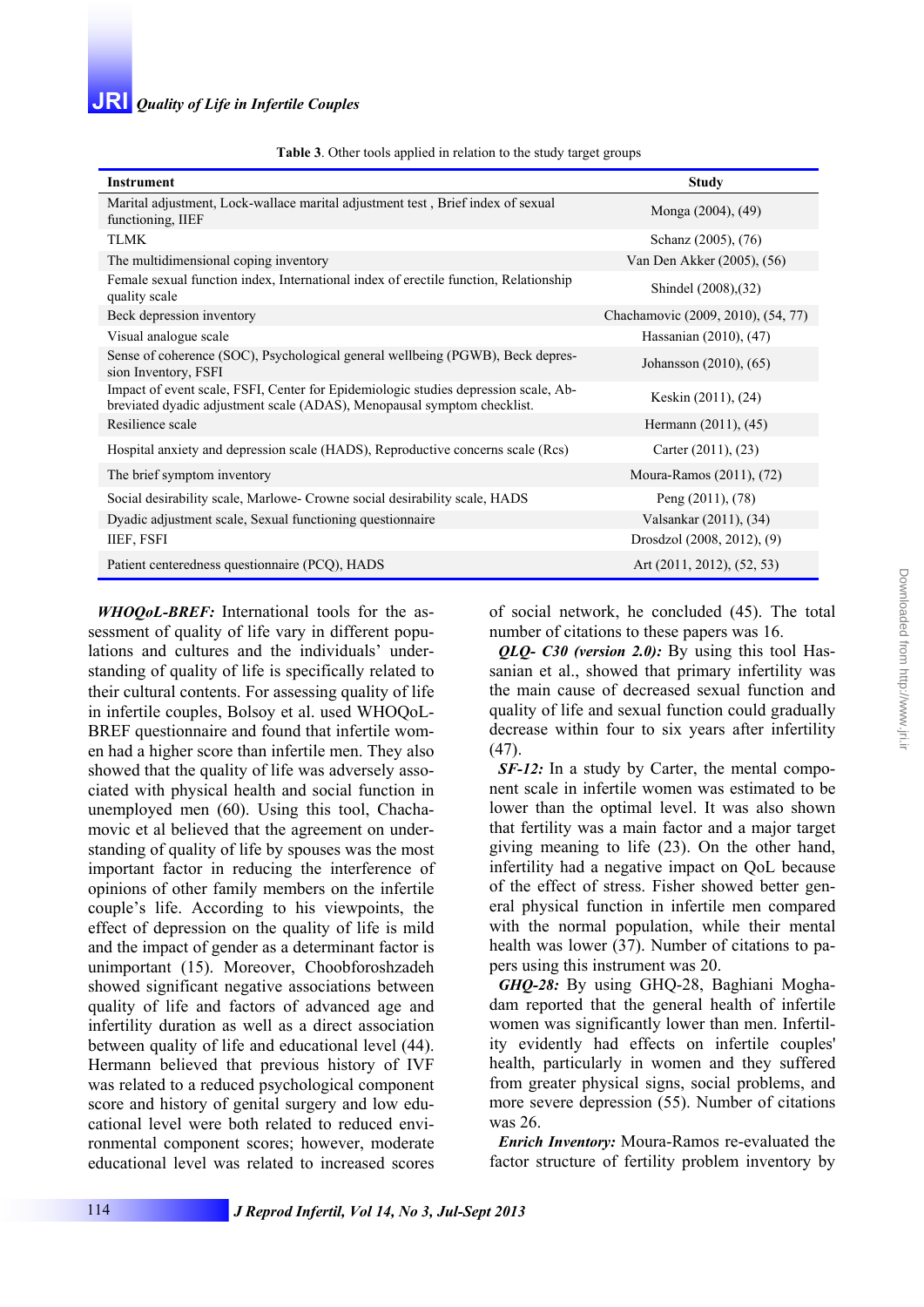**Table 3**. Other tools applied in relation to the study target groups

| Instrument | Study |
|---|---|
| Marital adjustment, Lock-wallace marital adjustment test , Brief index of sexual functioning, IIEF | Monga (2004), (49) |
| TLMK | Schanz (2005), (76) |
| The multidimensional coping inventory | Van Den Akker (2005), (56) |
| Female sexual function index, International index of erectile function, Relationship quality scale | Shindel (2008),(32) |
| Beck depression inventory | Chachamovic (2009, 2010), (54, 77) |
| Visual analogue scale | Hassanian (2010), (47) |
| Sense of coherence (SOC), Psychological general wellbeing (PGWB), Beck depression Inventory, FSFI | Johansson (2010), (65) |
| Impact of event scale, FSFI, Center for Epidemiologic studies depression scale, Abbreviated dyadic adjustment scale (ADAS), Menopausal symptom checklist. | Keskin (2011), (24) |
| Resilience scale | Hermann (2011), (45) |
| Hospital anxiety and depression scale (HADS), Reproductive concerns scale (Rcs) | Carter (2011), (23) |
| The brief symptom inventory | Moura-Ramos (2011), (72) |
| Social desirability scale, Marlowe- Crowne social desirability scale, HADS | Peng (2011), (78) |
| Dyadic adjustment scale, Sexual functioning questionnaire | Valsankar (2011), (34) |
| IIEF, FSFI | Drosdzol (2008, 2012), (9) |
| Patient centeredness questionnaire (PCQ), HADS | Art (2011, 2012), (52, 53) |

***WHOQoL-BREF:*** International tools for the assessment of quality of life vary in different populations and cultures and the individuals' understanding of quality of life is specifically related to their cultural contents. For assessing quality of life in infertile couples, Bolsoy et al. used WHOQoL-BREF questionnaire and found that infertile women had a higher score than infertile men. They also showed that the quality of life was adversely associated with physical health and social function in unemployed men (60). Using this tool, Chachamovic et al believed that the agreement on understanding of quality of life by spouses was the most important factor in reducing the interference of opinions of other family members on the infertile couple's life. According to his viewpoints, the effect of depression on the quality of life is mild and the impact of gender as a determinant factor is unimportant (15). Moreover, Choobforoshzadeh showed significant negative associations between quality of life and factors of advanced age and infertility duration as well as a direct association between quality of life and educational level (44). Hermann believed that previous history of IVF was related to a reduced psychological component score and history of genital surgery and low educational level were both related to reduced environmental component scores; however, moderate educational level was related to increased scores of social network, he concluded (45). The total number of citations to these papers was 16.

***QLQ- C30 (version 2.0):*** By using this tool Hassanian et al., showed that primary infertility was the main cause of decreased sexual function and quality of life and sexual function could gradually decrease within four to six years after infertility (47).

***SF-12:*** In a study by Carter, the mental component scale in infertile women was estimated to be lower than the optimal level. It was also shown that fertility was a main factor and a major target giving meaning to life (23). On the other hand, infertility had a negative impact on QoL because of the effect of stress. Fisher showed better general physical function in infertile men compared with the normal population, while their mental health was lower (37). Number of citations to papers using this instrument was 20.

***GHQ-28:*** By using GHQ-28, Baghiani Moghadam reported that the general health of infertile women was significantly lower than men. Infertility evidently had effects on infertile couples' health, particularly in women and they suffered from greater physical signs, social problems, and more severe depression (55). Number of citations was 26.

***Enrich Inventory:*** Moura-Ramos re-evaluated the factor structure of fertility problem inventory by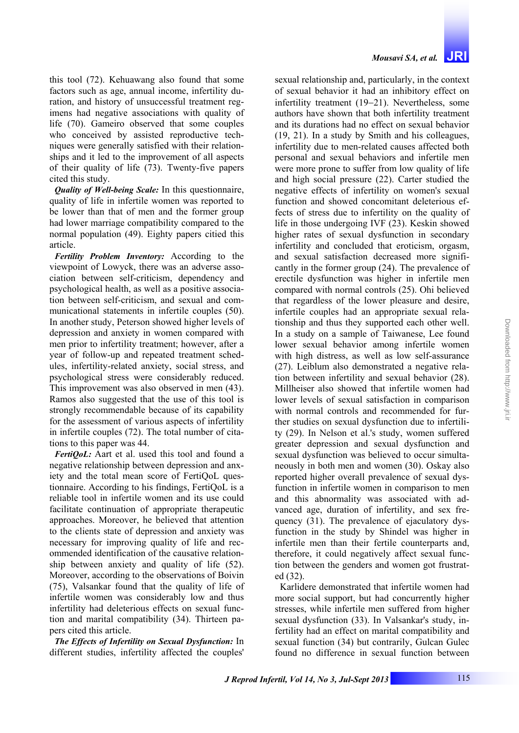this tool (72). Kehuawang also found that some factors such as age, annual income, infertility duration, and history of unsuccessful treatment regimens had negative associations with quality of life (70). Gameiro observed that some couples who conceived by assisted reproductive techniques were generally satisfied with their relationships and it led to the improvement of all aspects of their quality of life (73). Twenty-five papers cited this study.

***Quality of Well-being Scale:*** In this questionnaire, quality of life in infertile women was reported to be lower than that of men and the former group had lower marriage compatibility compared to the normal population (49). Eighty papers citied this article.

***Fertility Problem Inventory:*** According to the viewpoint of Lowyck, there was an adverse association between self-criticism, dependency and psychological health, as well as a positive association between self-criticism, and sexual and communicational statements in infertile couples (50). In another study, Peterson showed higher levels of depression and anxiety in women compared with men prior to infertility treatment; however, after a year of follow-up and repeated treatment schedules, infertility-related anxiety, social stress, and psychological stress were considerably reduced. This improvement was also observed in men (43). Ramos also suggested that the use of this tool is strongly recommendable because of its capability for the assessment of various aspects of infertility in infertile couples (72). The total number of citations to this paper was 44.

***FertiQoL:*** Aart et al. used this tool and found a negative relationship between depression and anxiety and the total mean score of FertiQoL questionnaire. According to his findings, FertiQoL is a reliable tool in infertile women and its use could facilitate continuation of appropriate therapeutic approaches. Moreover, he believed that attention to the clients state of depression and anxiety was necessary for improving quality of life and recommended identification of the causative relationship between anxiety and quality of life (52). Moreover, according to the observations of Boivin (75), Valsankar found that the quality of life of infertile women was considerably low and thus infertility had deleterious effects on sexual function and marital compatibility (34). Thirteen papers cited this article.

***The Effects of Infertility on Sexual Dysfunction:*** In different studies, infertility affected the couples' sexual relationship and, particularly, in the context of sexual behavior it had an inhibitory effect on infertility treatment (19–21). Nevertheless, some authors have shown that both infertility treatment and its durations had no effect on sexual behavior (19, 21). In a study by Smith and his colleagues, infertility due to men-related causes affected both personal and sexual behaviors and infertile men were more prone to suffer from low quality of life and high social pressure (22). Carter studied the negative effects of infertility on women's sexual function and showed concomitant deleterious effects of stress due to infertility on the quality of life in those undergoing IVF (23). Keskin showed higher rates of sexual dysfunction in secondary infertility and concluded that eroticism, orgasm, and sexual satisfaction decreased more significantly in the former group (24). The prevalence of erectile dysfunction was higher in infertile men compared with normal controls (25). Ohi believed that regardless of the lower pleasure and desire, infertile couples had an appropriate sexual relationship and thus they supported each other well. In a study on a sample of Taiwanese, Lee found lower sexual behavior among infertile women with high distress, as well as low self-assurance (27). Leiblum also demonstrated a negative relation between infertility and sexual behavior (28). Millheiser also showed that infertile women had lower levels of sexual satisfaction in comparison with normal controls and recommended for further studies on sexual dysfunction due to infertility (29). In Nelson et al.'s study, women suffered greater depression and sexual dysfunction and sexual dysfunction was believed to occur simultaneously in both men and women (30). Oskay also reported higher overall prevalence of sexual dysfunction in infertile women in comparison to men and this abnormality was associated with advanced age, duration of infertility, and sex frequency (31). The prevalence of ejaculatory dysfunction in the study by Shindel was higher in infertile men than their fertile counterparts and, therefore, it could negatively affect sexual function between the genders and women got frustrated (32).

Karlidere demonstrated that infertile women had more social support, but had concurrently higher stresses, while infertile men suffered from higher sexual dysfunction (33). In Valsankar's study, infertility had an effect on marital compatibility and sexual function (34) but contrarily, Gulcan Gulec found no difference in sexual function between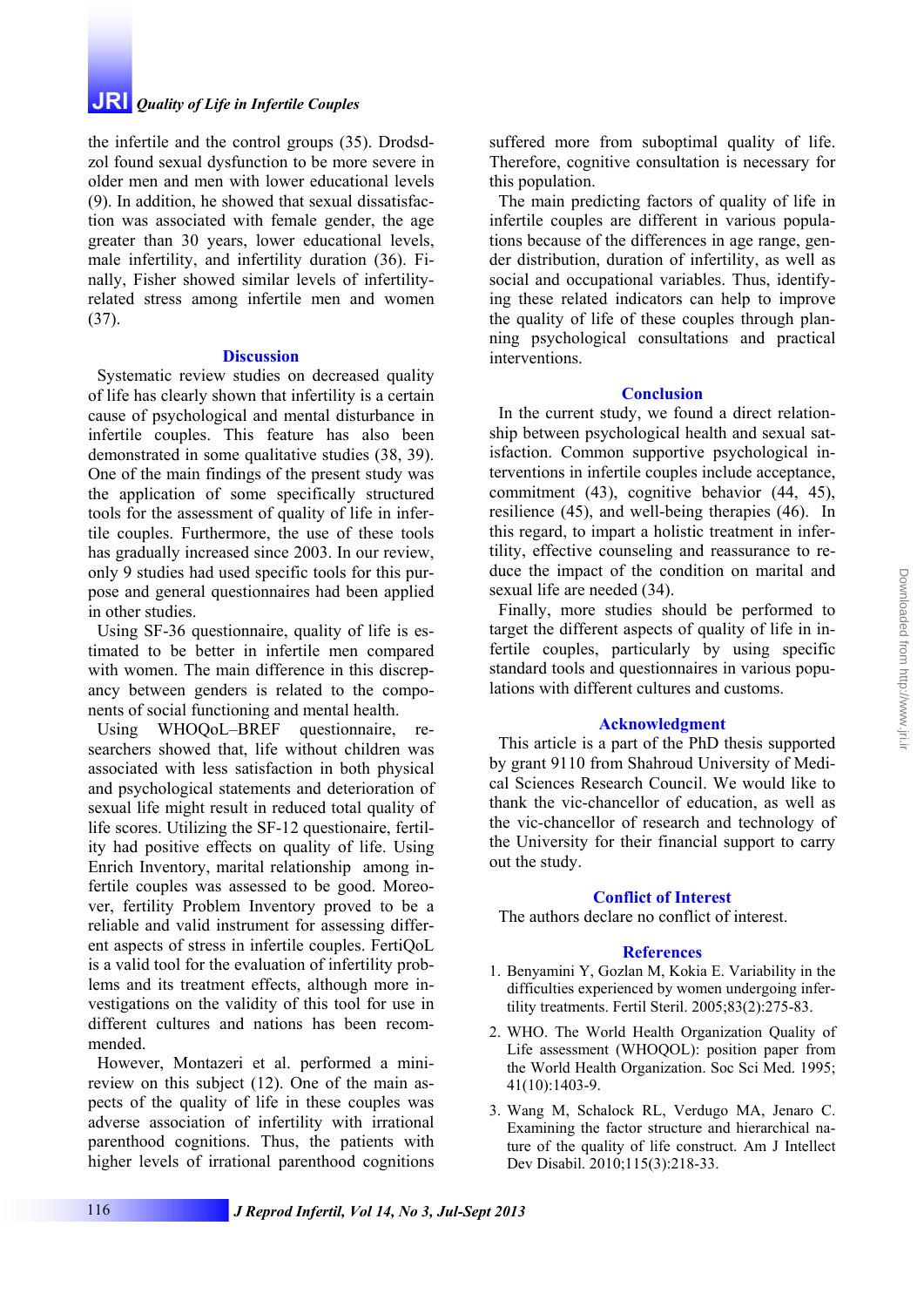the infertile and the control groups (35). Drodsdzol found sexual dysfunction to be more severe in older men and men with lower educational levels (9). In addition, he showed that sexual dissatisfaction was associated with female gender, the age greater than 30 years, lower educational levels, male infertility, and infertility duration (36). Finally, Fisher showed similar levels of infertility-related stress among infertile men and women (37).

## Discussion

Systematic review studies on decreased quality of life has clearly shown that infertility is a certain cause of psychological and mental disturbance in infertile couples. This feature has also been demonstrated in some qualitative studies (38, 39). One of the main findings of the present study was the application of some specifically structured tools for the assessment of quality of life in infertile couples. Furthermore, the use of these tools has gradually increased since 2003. In our review, only 9 studies had used specific tools for this purpose and general questionnaires had been applied in other studies.

Using SF-36 questionnaire, quality of life is estimated to be better in infertile men compared with women. The main difference in this discrepancy between genders is related to the components of social functioning and mental health.

Using WHOQoL–BREF questionnaire, researchers showed that, life without children was associated with less satisfaction in both physical and psychological statements and deterioration of sexual life might result in reduced total quality of life scores. Utilizing the SF-12 questionaire, fertility had positive effects on quality of life. Using Enrich Inventory, marital relationship among infertile couples was assessed to be good. Moreover, fertility Problem Inventory proved to be a reliable and valid instrument for assessing different aspects of stress in infertile couples. FertiQoL is a valid tool for the evaluation of infertility problems and its treatment effects, although more investigations on the validity of this tool for use in different cultures and nations has been recommended.

However, Montazeri et al. performed a mini-review on this subject (12). One of the main aspects of the quality of life in these couples was adverse association of infertility with irrational parenthood cognitions. Thus, the patients with higher levels of irrational parenthood cognitions suffered more from suboptimal quality of life. Therefore, cognitive consultation is necessary for this population.

The main predicting factors of quality of life in infertile couples are different in various populations because of the differences in age range, gender distribution, duration of infertility, as well as social and occupational variables. Thus, identifying these related indicators can help to improve the quality of life of these couples through planning psychological consultations and practical interventions.

## Conclusion

In the current study, we found a direct relationship between psychological health and sexual satisfaction. Common supportive psychological interventions in infertile couples include acceptance, commitment (43), cognitive behavior (44, 45), resilience (45), and well-being therapies (46). In this regard, to impart a holistic treatment in infertility, effective counseling and reassurance to reduce the impact of the condition on marital and sexual life are needed (34).

Finally, more studies should be performed to target the different aspects of quality of life in infertile couples, particularly by using specific standard tools and questionnaires in various populations with different cultures and customs.

## Acknowledgment

This article is a part of the PhD thesis supported by grant 9110 from Shahroud University of Medical Sciences Research Council. We would like to thank the vic-chancellor of education, as well as the vic-chancellor of research and technology of the University for their financial support to carry out the study.

## Conflict of Interest

The authors declare no conflict of interest.

## References

1. Benyamini Y, Gozlan M, Kokia E. Variability in the difficulties experienced by women undergoing infertility treatments. Fertil Steril. 2005;83(2):275-83.
2. WHO. The World Health Organization Quality of Life assessment (WHOQOL): position paper from the World Health Organization. Soc Sci Med. 1995; 41(10):1403-9.
3. Wang M, Schalock RL, Verdugo MA, Jenaro C. Examining the factor structure and hierarchical nature of the quality of life construct. Am J Intellect Dev Disabil. 2010;115(3):218-33.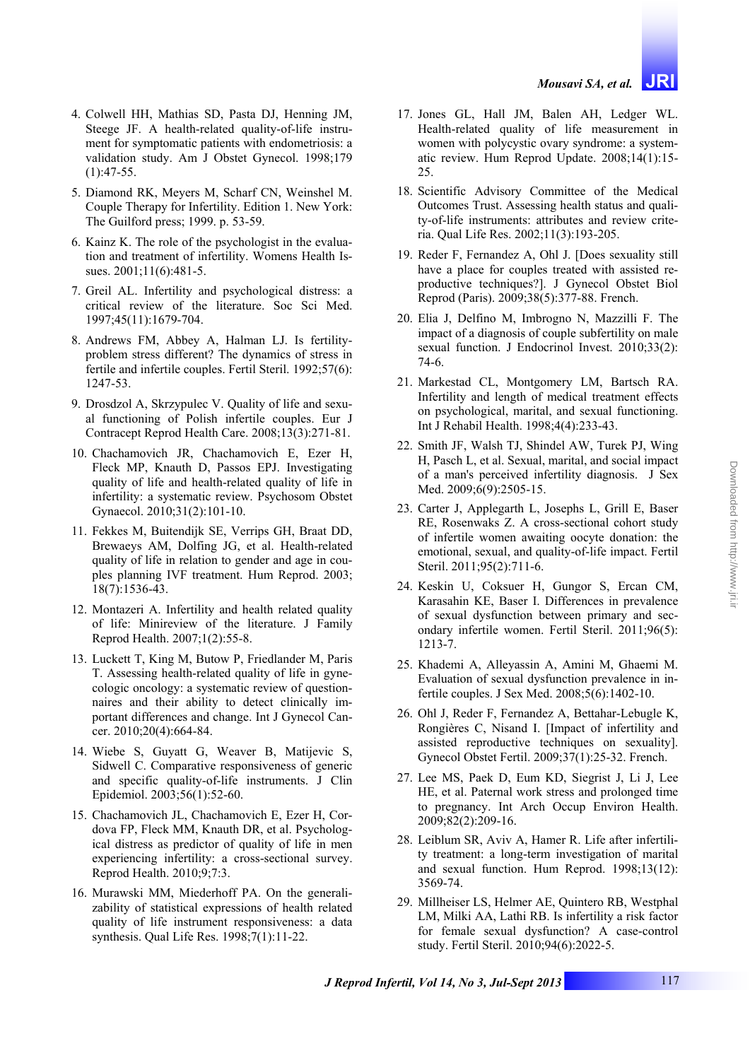4. Colwell HH, Mathias SD, Pasta DJ, Henning JM, Steege JF. A health-related quality-of-life instrument for symptomatic patients with endometriosis: a validation study. Am J Obstet Gynecol. 1998;179 (1):47-55.
5. Diamond RK, Meyers M, Scharf CN, Weinshel M. Couple Therapy for Infertility. Edition 1. New York: The Guilford press; 1999. p. 53-59.
6. Kainz K. The role of the psychologist in the evaluation and treatment of infertility. Womens Health Issues. 2001;11(6):481-5.
7. Greil AL. Infertility and psychological distress: a critical review of the literature. Soc Sci Med. 1997;45(11):1679-704.
8. Andrews FM, Abbey A, Halman LJ. Is fertility-problem stress different? The dynamics of stress in fertile and infertile couples. Fertil Steril. 1992;57(6): 1247-53.
9. Drosdzol A, Skrzypulec V. Quality of life and sexual functioning of Polish infertile couples. Eur J Contracept Reprod Health Care. 2008;13(3):271-81.
10. Chachamovich JR, Chachamovich E, Ezer H, Fleck MP, Knauth D, Passos EPJ. Investigating quality of life and health-related quality of life in infertility: a systematic review. Psychosom Obstet Gynaecol. 2010;31(2):101-10.
11. Fekkes M, Buitendijk SE, Verrips GH, Braat DD, Brewaeys AM, Dolfing JG, et al. Health-related quality of life in relation to gender and age in couples planning IVF treatment. Hum Reprod. 2003; 18(7):1536-43.
12. Montazeri A. Infertility and health related quality of life: Minireview of the literature. J Family Reprod Health. 2007;1(2):55-8.
13. Luckett T, King M, Butow P, Friedlander M, Paris T. Assessing health-related quality of life in gynecologic oncology: a systematic review of questionnaires and their ability to detect clinically important differences and change. Int J Gynecol Cancer. 2010;20(4):664-84.
14. Wiebe S, Guyatt G, Weaver B, Matijevic S, Sidwell C. Comparative responsiveness of generic and specific quality-of-life instruments. J Clin Epidemiol. 2003;56(1):52-60.
15. Chachamovich JL, Chachamovich E, Ezer H, Cordova FP, Fleck MM, Knauth DR, et al. Psychological distress as predictor of quality of life in men experiencing infertility: a cross-sectional survey. Reprod Health. 2010;9;7:3.
16. Murawski MM, Miederhoff PA. On the generalizability of statistical expressions of health related quality of life instrument responsiveness: a data synthesis. Qual Life Res. 1998;7(1):11-22.
17. Jones GL, Hall JM, Balen AH, Ledger WL. Health-related quality of life measurement in women with polycystic ovary syndrome: a systematic review. Hum Reprod Update. 2008;14(1):15-25.
18. Scientific Advisory Committee of the Medical Outcomes Trust. Assessing health status and quality-of-life instruments: attributes and review criteria. Qual Life Res. 2002;11(3):193-205.
19. Reder F, Fernandez A, Ohl J. [Does sexuality still have a place for couples treated with assisted reproductive techniques?]. J Gynecol Obstet Biol Reprod (Paris). 2009;38(5):377-88. French.
20. Elia J, Delfino M, Imbrogno N, Mazzilli F. The impact of a diagnosis of couple subfertility on male sexual function. J Endocrinol Invest. 2010;33(2): 74-6.
21. Markestad CL, Montgomery LM, Bartsch RA. Infertility and length of medical treatment effects on psychological, marital, and sexual functioning. Int J Rehabil Health. 1998;4(4):233-43.
22. Smith JF, Walsh TJ, Shindel AW, Turek PJ, Wing H, Pasch L, et al. Sexual, marital, and social impact of a man's perceived infertility diagnosis. J Sex Med. 2009;6(9):2505-15.
23. Carter J, Applegarth L, Josephs L, Grill E, Baser RE, Rosenwaks Z. A cross-sectional cohort study of infertile women awaiting oocyte donation: the emotional, sexual, and quality-of-life impact. Fertil Steril. 2011;95(2):711-6.
24. Keskin U, Coksuer H, Gungor S, Ercan CM, Karasahin KE, Baser I. Differences in prevalence of sexual dysfunction between primary and secondary infertile women. Fertil Steril. 2011;96(5): 1213-7.
25. Khademi A, Alleyassin A, Amini M, Ghaemi M. Evaluation of sexual dysfunction prevalence in infertile couples. J Sex Med. 2008;5(6):1402-10.
26. Ohl J, Reder F, Fernandez A, Bettahar-Lebugle K, Rongières C, Nisand I. [Impact of infertility and assisted reproductive techniques on sexuality]. Gynecol Obstet Fertil. 2009;37(1):25-32. French.
27. Lee MS, Paek D, Eum KD, Siegrist J, Li J, Lee HE, et al. Paternal work stress and prolonged time to pregnancy. Int Arch Occup Environ Health. 2009;82(2):209-16.
28. Leiblum SR, Aviv A, Hamer R. Life after infertility treatment: a long-term investigation of marital and sexual function. Hum Reprod. 1998;13(12): 3569-74.
29. Millheiser LS, Helmer AE, Quintero RB, Westphal LM, Milki AA, Lathi RB. Is infertility a risk factor for female sexual dysfunction? A case-control study. Fertil Steril. 2010;94(6):2022-5.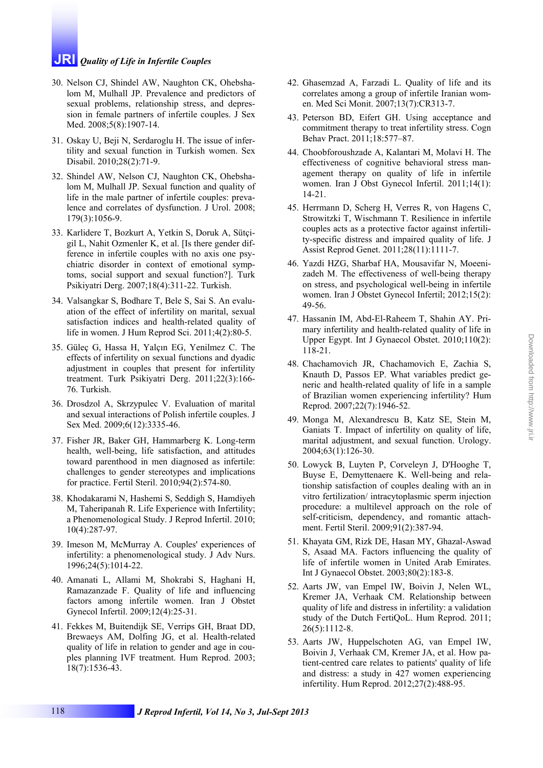30. Nelson CJ, Shindel AW, Naughton CK, Ohebshalom M, Mulhall JP. Prevalence and predictors of sexual problems, relationship stress, and depression in female partners of infertile couples. J Sex Med. 2008;5(8):1907-14.

31. Oskay U, Beji N, Serdaroglu H. The issue of infertility and sexual function in Turkish women. Sex Disabil. 2010;28(2):71-9.

32. Shindel AW, Nelson CJ, Naughton CK, Ohebshalom M, Mulhall JP. Sexual function and quality of life in the male partner of infertile couples: prevalence and correlates of dysfunction. J Urol. 2008; 179(3):1056-9.

33. Karlidere T, Bozkurt A, Yetkin S, Doruk A, Sütçigil L, Nahit Ozmenler K, et al. [Is there gender difference in infertile couples with no axis one psychiatric disorder in context of emotional symptoms, social support and sexual function?]. Turk Psikiyatri Derg. 2007;18(4):311-22. Turkish.

34. Valsangkar S, Bodhare T, Bele S, Sai S. An evaluation of the effect of infertility on marital, sexual satisfaction indices and health-related quality of life in women. J Hum Reprod Sci. 2011;4(2):80-5.

35. Güleç G, Hassa H, Yalçın EG, Yenilmez C. The effects of infertility on sexual functions and dyadic adjustment in couples that present for infertility treatment. Turk Psikiyatri Derg. 2011;22(3):166-76. Turkish.

36. Drosdzol A, Skrzypulec V. Evaluation of marital and sexual interactions of Polish infertile couples. J Sex Med. 2009;6(12):3335-46.

37. Fisher JR, Baker GH, Hammarberg K. Long-term health, well-being, life satisfaction, and attitudes toward parenthood in men diagnosed as infertile: challenges to gender stereotypes and implications for practice. Fertil Steril. 2010;94(2):574-80.

38. Khodakarami N, Hashemi S, Seddigh S, Hamdiyeh M, Taheripanah R. Life Experience with Infertility; a Phenomenological Study. J Reprod Infertil. 2010; 10(4):287-97.

39. Imeson M, McMurray A. Couples' experiences of infertility: a phenomenological study. J Adv Nurs. 1996;24(5):1014-22.

40. Amanati L, Allami M, Shokrabi S, Haghani H, Ramazanzade F. Quality of life and influencing factors among infertile women. Iran J Obstet Gynecol Infertil. 2009;12(4):25-31.

41. Fekkes M, Buitendijk SE, Verrips GH, Braat DD, Brewaeys AM, Dolfing JG, et al. Health-related quality of life in relation to gender and age in couples planning IVF treatment. Hum Reprod. 2003; 18(7):1536-43.

42. Ghasemzad A, Farzadi L. Quality of life and its correlates among a group of infertile Iranian women. Med Sci Monit. 2007;13(7):CR313-7.

43. Peterson BD, Eifert GH. Using acceptance and commitment therapy to treat infertility stress. Cogn Behav Pract. 2011;18:577–87.

44. Choobforoushzade A, Kalantari M, Molavi H. The effectiveness of cognitive behavioral stress management therapy on quality of life in infertile women. Iran J Obst Gynecol Infertil. 2011;14(1): 14-21.

45. Herrmann D, Scherg H, Verres R, von Hagens C, Strowitzki T, Wischmann T. Resilience in infertile couples acts as a protective factor against infertility-specific distress and impaired quality of life. J Assist Reprod Genet. 2011;28(11):1111-7.

46. Yazdi HZG, Sharbaf HA, Mousavifar N, Moeenizadeh M. The effectiveness of well-being therapy on stress, and psychological well-being in infertile women. Iran J Obstet Gynecol Infertil; 2012;15(2): 49-56.

47. Hassanin IM, Abd-El-Raheem T, Shahin AY. Primary infertility and health-related quality of life in Upper Egypt. Int J Gynaecol Obstet. 2010;110(2): 118-21.

48. Chachamovich JR, Chachamovich E, Zachia S, Knauth D, Passos EP. What variables predict generic and health-related quality of life in a sample of Brazilian women experiencing infertility? Hum Reprod. 2007;22(7):1946-52.

49. Monga M, Alexandrescu B, Katz SE, Stein M, Ganiats T. Impact of infertility on quality of life, marital adjustment, and sexual function. Urology. 2004;63(1):126-30.

50. Lowyck B, Luyten P, Corveleyn J, D'Hooghe T, Buyse E, Demyttenaere K. Well-being and relationship satisfaction of couples dealing with an in vitro fertilization/ intracytoplasmic sperm injection procedure: a multilevel approach on the role of self-criticism, dependency, and romantic attachment. Fertil Steril. 2009;91(2):387-94.

51. Khayata GM, Rizk DE, Hasan MY, Ghazal-Aswad S, Asaad MA. Factors influencing the quality of life of infertile women in United Arab Emirates. Int J Gynaecol Obstet. 2003;80(2):183-8.

52. Aarts JW, van Empel IW, Boivin J, Nelen WL, Kremer JA, Verhaak CM. Relationship between quality of life and distress in infertility: a validation study of the Dutch FertiQoL. Hum Reprod. 2011; 26(5):1112-8.

53. Aarts JW, Huppelschoten AG, van Empel IW, Boivin J, Verhaak CM, Kremer JA, et al. How patient-centred care relates to patients' quality of life and distress: a study in 427 women experiencing infertility. Hum Reprod. 2012;27(2):488-95.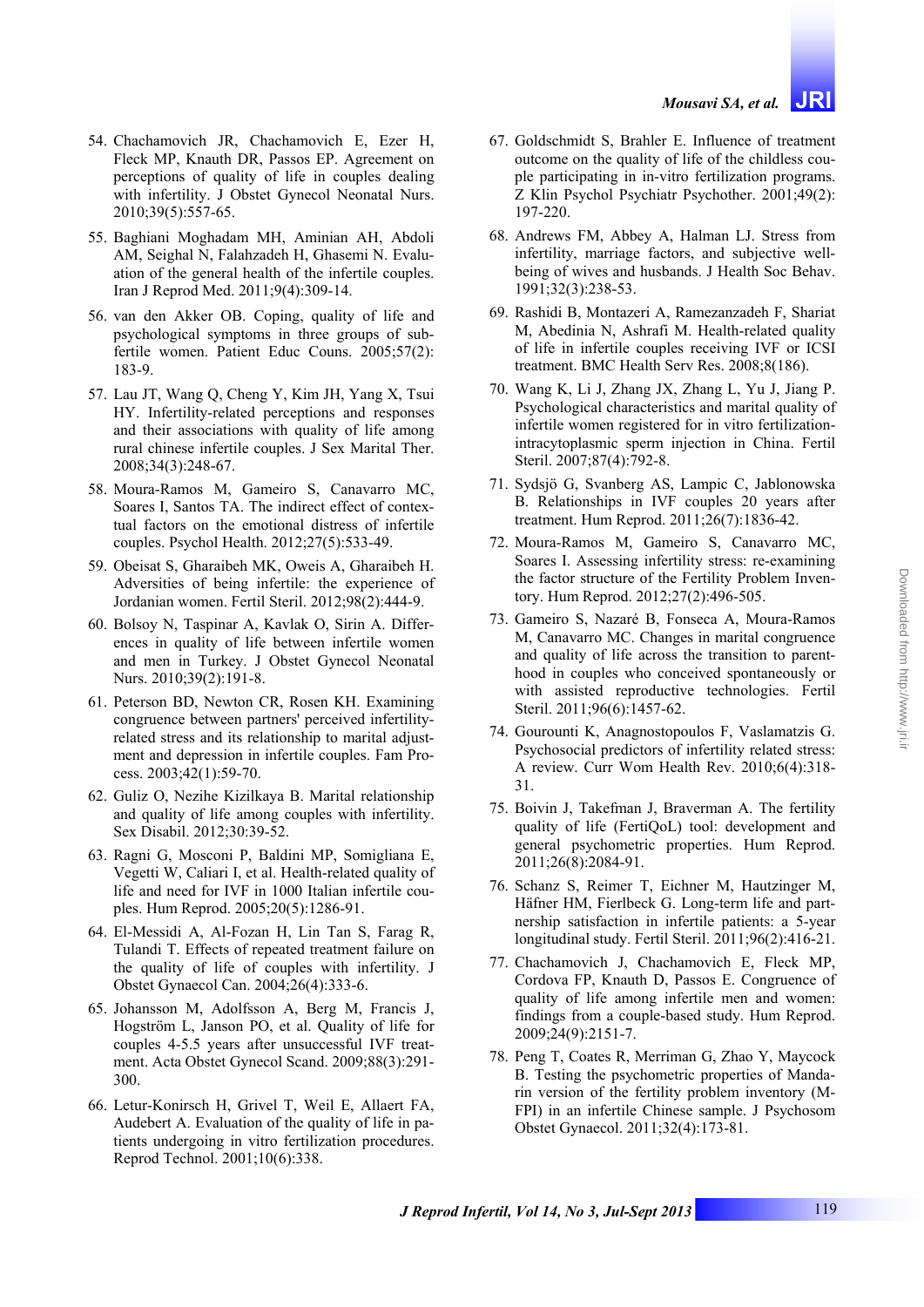54. Chachamovich JR, Chachamovich E, Ezer H, Fleck MP, Knauth DR, Passos EP. Agreement on perceptions of quality of life in couples dealing with infertility. J Obstet Gynecol Neonatal Nurs. 2010;39(5):557-65.
55. Baghiani Moghadam MH, Aminian AH, Abdoli AM, Seighal N, Falahzadeh H, Ghasemi N. Evaluation of the general health of the infertile couples. Iran J Reprod Med. 2011;9(4):309-14.
56. van den Akker OB. Coping, quality of life and psychological symptoms in three groups of subfertile women. Patient Educ Couns. 2005;57(2): 183-9.
57. Lau JT, Wang Q, Cheng Y, Kim JH, Yang X, Tsui HY. Infertility-related perceptions and responses and their associations with quality of life among rural chinese infertile couples. J Sex Marital Ther. 2008;34(3):248-67.
58. Moura-Ramos M, Gameiro S, Canavarro MC, Soares I, Santos TA. The indirect effect of contextual factors on the emotional distress of infertile couples. Psychol Health. 2012;27(5):533-49.
59. Obeisat S, Gharaibeh MK, Oweis A, Gharaibeh H. Adversities of being infertile: the experience of Jordanian women. Fertil Steril. 2012;98(2):444-9.
60. Bolsoy N, Taspinar A, Kavlak O, Sirin A. Differences in quality of life between infertile women and men in Turkey. J Obstet Gynecol Neonatal Nurs. 2010;39(2):191-8.
61. Peterson BD, Newton CR, Rosen KH. Examining congruence between partners' perceived infertility-related stress and its relationship to marital adjustment and depression in infertile couples. Fam Process. 2003;42(1):59-70.
62. Guliz O, Nezihe Kizilkaya B. Marital relationship and quality of life among couples with infertility. Sex Disabil. 2012;30:39-52.
63. Ragni G, Mosconi P, Baldini MP, Somigliana E, Vegetti W, Caliari I, et al. Health-related quality of life and need for IVF in 1000 Italian infertile couples. Hum Reprod. 2005;20(5):1286-91.
64. El-Messidi A, Al-Fozan H, Lin Tan S, Farag R, Tulandi T. Effects of repeated treatment failure on the quality of life of couples with infertility. J Obstet Gynaecol Can. 2004;26(4):333-6.
65. Johansson M, Adolfsson A, Berg M, Francis J, Hogström L, Janson PO, et al. Quality of life for couples 4-5.5 years after unsuccessful IVF treatment. Acta Obstet Gynecol Scand. 2009;88(3):291-300.
66. Letur-Konirsch H, Grivel T, Weil E, Allaert FA, Audebert A. Evaluation of the quality of life in patients undergoing in vitro fertilization procedures. Reprod Technol. 2001;10(6):338.
67. Goldschmidt S, Brahler E. Influence of treatment outcome on the quality of life of the childless couple participating in in-vitro fertilization programs. Z Klin Psychol Psychiatr Psychother. 2001;49(2): 197-220.
68. Andrews FM, Abbey A, Halman LJ. Stress from infertility, marriage factors, and subjective well-being of wives and husbands. J Health Soc Behav. 1991;32(3):238-53.
69. Rashidi B, Montazeri A, Ramezanzadeh F, Shariat M, Abedinia N, Ashrafi M. Health-related quality of life in infertile couples receiving IVF or ICSI treatment. BMC Health Serv Res. 2008;8(186).
70. Wang K, Li J, Zhang JX, Zhang L, Yu J, Jiang P. Psychological characteristics and marital quality of infertile women registered for in vitro fertilization-intracytoplasmic sperm injection in China. Fertil Steril. 2007;87(4):792-8.
71. Sydsjö G, Svanberg AS, Lampic C, Jablonowska B. Relationships in IVF couples 20 years after treatment. Hum Reprod. 2011;26(7):1836-42.
72. Moura-Ramos M, Gameiro S, Canavarro MC, Soares I. Assessing infertility stress: re-examining the factor structure of the Fertility Problem Inventory. Hum Reprod. 2012;27(2):496-505.
73. Gameiro S, Nazaré B, Fonseca A, Moura-Ramos M, Canavarro MC. Changes in marital congruence and quality of life across the transition to parenthood in couples who conceived spontaneously or with assisted reproductive technologies. Fertil Steril. 2011;96(6):1457-62.
74. Gourounti K, Anagnostopoulos F, Vaslamatzis G. Psychosocial predictors of infertility related stress: A review. Curr Wom Health Rev. 2010;6(4):318-31.
75. Boivin J, Takefman J, Braverman A. The fertility quality of life (FertiQoL) tool: development and general psychometric properties. Hum Reprod. 2011;26(8):2084-91.
76. Schanz S, Reimer T, Eichner M, Hautzinger M, Häfner HM, Fierlbeck G. Long-term life and partnership satisfaction in infertile patients: a 5-year longitudinal study. Fertil Steril. 2011;96(2):416-21.
77. Chachamovich J, Chachamovich E, Fleck MP, Cordova FP, Knauth D, Passos E. Congruence of quality of life among infertile men and women: findings from a couple-based study. Hum Reprod. 2009;24(9):2151-7.
78. Peng T, Coates R, Merriman G, Zhao Y, Maycock B. Testing the psychometric properties of Mandarin version of the fertility problem inventory (M-FPI) in an infertile Chinese sample. J Psychosom Obstet Gynaecol. 2011;32(4):173-81.